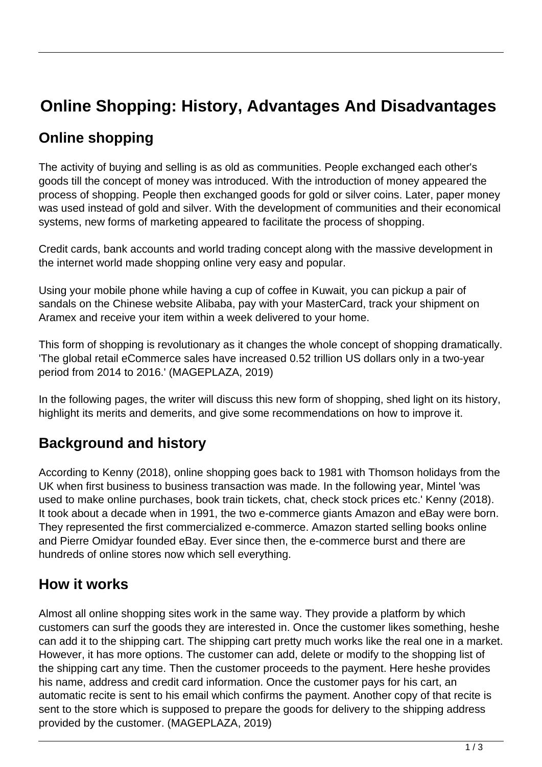# Online Shopping: History, Advantages And Disadvantages

## Online shopping

The activity of buying and selling is as old as communities. People exchanged each other's goods till the concept of money was introduced. With the introduction of money appeared the process of shopping. People then exchanged goods for gold or silver coins. Later, paper money was used instead of gold and silver. With the development of communities and their economical systems, new forms of marketing appeared to facilitate the process of shopping.

Credit cards, bank accounts and world trading concept along with the massive development in the internet world made shopping online very easy and popular.

Using your mobile phone while having a cup of coffee in Kuwait, you can pickup a pair of sandals on the Chinese website Alibaba, pay with your MasterCard, track your shipment on Aramex and receive your item within a week delivered to your home.

This form of shopping is revolutionary as it changes the whole concept of shopping dramatically. 'The global retail eCommerce sales have increased 0.52 trillion US dollars only in a two-year period from 2014 to 2016.' (MAGEPLAZA, 2019)

In the following pages, the writer will discuss this new form of shopping, shed light on its history, highlight its merits and demerits, and give some recommendations on how to improve it.

## Background and history

According to Kenny (2018), online shopping goes back to 1981 with Thomson holidays from the UK when first business to business transaction was made. In the following year, Mintel 'was used to make online purchases, book train tickets, chat, check stock prices etc.' Kenny (2018). It took about a decade when in 1991, the two e-commerce giants Amazon and eBay were born. They represented the first commercialized e-commerce. Amazon started selling books online and Pierre Omidyar founded eBay. Ever since then, the e-commerce burst and there are hundreds of online stores now which sell everything.

## How it works

Almost all online shopping sites work in the same way. They provide a platform by which customers can surf the goods they are interested in. Once the customer likes something, heshe can add it to the shipping cart. The shipping cart pretty much works like the real one in a market. However, it has more options. The customer can add, delete or modify to the shopping list of the shipping cart any time. Then the customer proceeds to the payment. Here heshe provides his name, address and credit card information. Once the customer pays for his cart, an automatic recite is sent to his email which confirms the payment. Another copy of that recite is sent to the store which is supposed to prepare the goods for delivery to the shipping address provided by the customer. (MAGEPLAZA, 2019)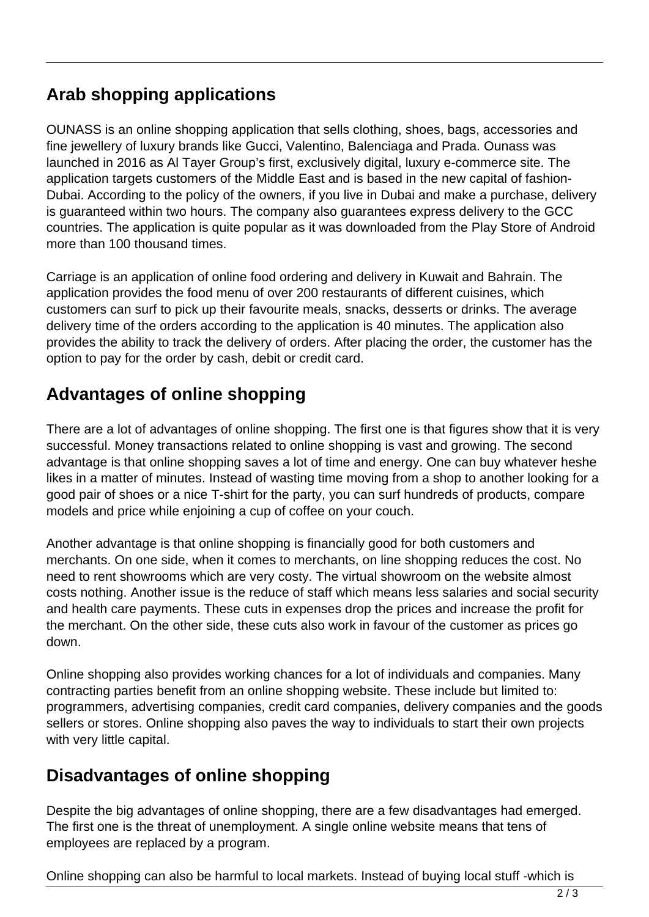## Arab shopping applications

OUNASS is an online shopping application that sells clothing, shoes, bags, accessories and fine jewellery of luxury brands like Gucci, Valentino, Balenciaga and Prada. Ounass was launched in 2016 as Al Tayer Group's first, exclusively digital, luxury e-commerce site. The application targets customers of the Middle East and is based in the new capital of fashion-Dubai. According to the policy of the owners, if you live in Dubai and make a purchase, delivery is guaranteed within two hours. The company also guarantees express delivery to the GCC countries. The application is quite popular as it was downloaded from the Play Store of Android more than 100 thousand times.

Carriage is an application of online food ordering and delivery in Kuwait and Bahrain. The application provides the food menu of over 200 restaurants of different cuisines, which customers can surf to pick up their favourite meals, snacks, desserts or drinks. The average delivery time of the orders according to the application is 40 minutes. The application also provides the ability to track the delivery of orders. After placing the order, the customer has the option to pay for the order by cash, debit or credit card.

## Advantages of online shopping

There are a lot of advantages of online shopping. The first one is that figures show that it is very successful. Money transactions related to online shopping is vast and growing. The second advantage is that online shopping saves a lot of time and energy. One can buy whatever heshe likes in a matter of minutes. Instead of wasting time moving from a shop to another looking for a good pair of shoes or a nice T-shirt for the party, you can surf hundreds of products, compare models and price while enjoining a cup of coffee on your couch.

Another advantage is that online shopping is financially good for both customers and merchants. On one side, when it comes to merchants, on line shopping reduces the cost. No need to rent showrooms which are very costy. The virtual showroom on the website almost costs nothing. Another issue is the reduce of staff which means less salaries and social security and health care payments. These cuts in expenses drop the prices and increase the profit for the merchant. On the other side, these cuts also work in favour of the customer as prices go down.

Online shopping also provides working chances for a lot of individuals and companies. Many contracting parties benefit from an online shopping website. These include but limited to: programmers, advertising companies, credit card companies, delivery companies and the goods sellers or stores. Online shopping also paves the way to individuals to start their own projects with very little capital.

## Disadvantages of online shopping

Despite the big advantages of online shopping, there are a few disadvantages had emerged. The first one is the threat of unemployment. A single online website means that tens of employees are replaced by a program.

Online shopping can also be harmful to local markets. Instead of buying local stuff -which is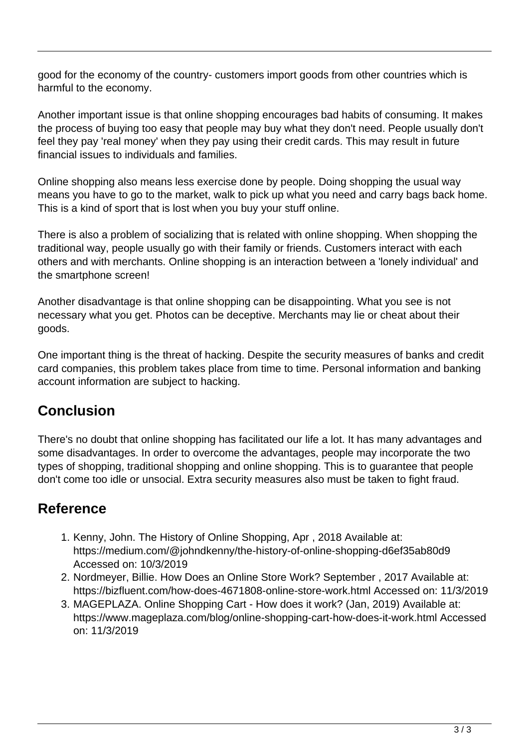good for the economy of the country- customers import goods from other countries which is harmful to the economy.

Another important issue is that online shopping encourages bad habits of consuming. It makes the process of buying too easy that people may buy what they don't need. People usually don't feel they pay 'real money' when they pay using their credit cards. This may result in future financial issues to individuals and families.

Online shopping also means less exercise done by people. Doing shopping the usual way means you have to go to the market, walk to pick up what you need and carry bags back home. This is a kind of sport that is lost when you buy your stuff online.

There is also a problem of socializing that is related with online shopping. When shopping the traditional way, people usually go with their family or friends. Customers interact with each others and with merchants. Online shopping is an interaction between a 'lonely individual' and the smartphone screen!

Another disadvantage is that online shopping can be disappointing. What you see is not necessary what you get. Photos can be deceptive. Merchants may lie or cheat about their goods.

One important thing is the threat of hacking. Despite the security measures of banks and credit card companies, this problem takes place from time to time. Personal information and banking account information are subject to hacking.

## Conclusion

There's no doubt that online shopping has facilitated our life a lot. It has many advantages and some disadvantages. In order to overcome the advantages, people may incorporate the two types of shopping, traditional shopping and online shopping. This is to guarantee that people don't come too idle or unsocial. Extra security measures also must be taken to fight fraud.

## Reference

1. Kenny, John. The History of Online Shopping, Apr , 2018 Available at: https://medium.com/@johndkenny/the-history-of-online-shopping-d6ef35ab80d9 Accessed on: 10/3/2019
2. Nordmeyer, Billie. How Does an Online Store Work? September , 2017 Available at: https://bizfluent.com/how-does-4671808-online-store-work.html Accessed on: 11/3/2019
3. MAGEPLAZA. Online Shopping Cart - How does it work? (Jan, 2019) Available at: https://www.mageplaza.com/blog/online-shopping-cart-how-does-it-work.html Accessed on: 11/3/2019